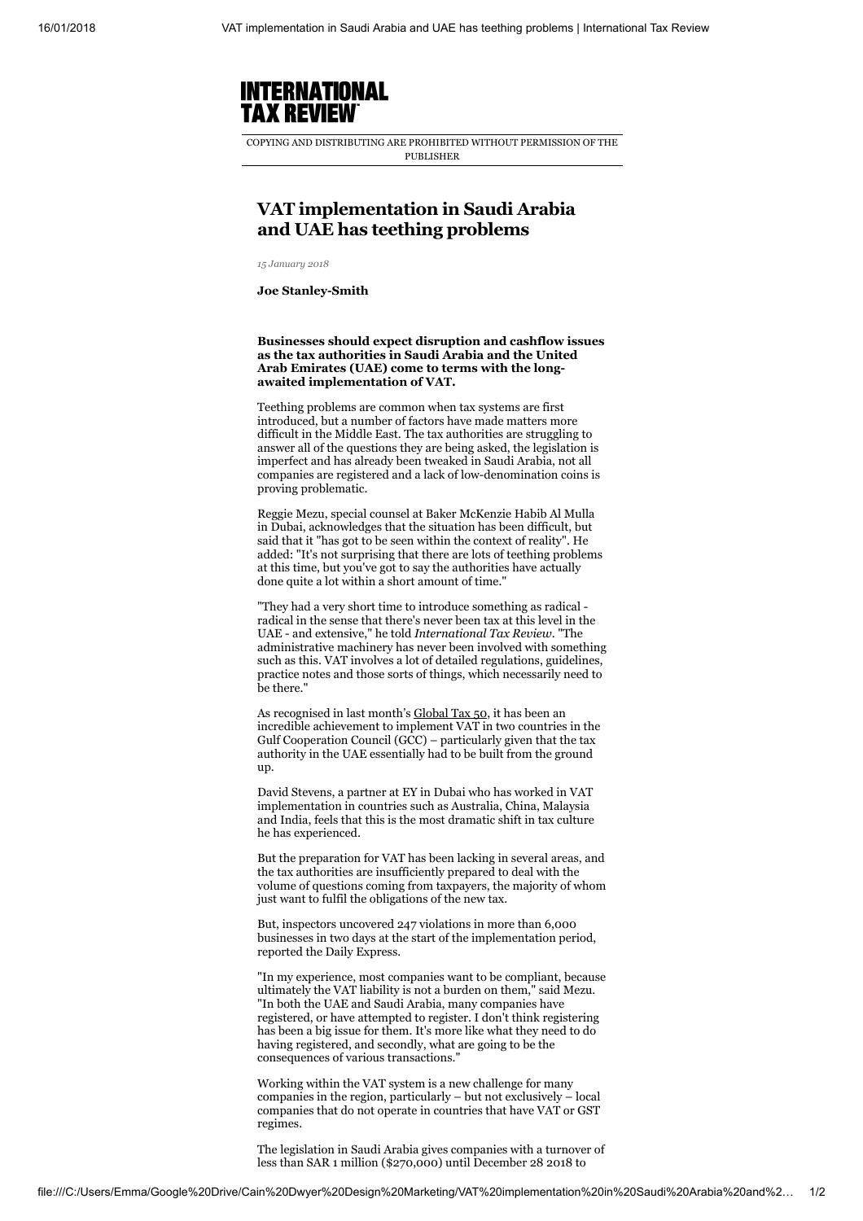INTERNATIONAL TAX REVIEW

COPYING AND DISTRIBUTING ARE PROHIBITED WITHOUT PERMISSION OF THE PUBLISHER

# VAT implementation in Saudi Arabia and UAE has teething problems

*15 January 2018*

**Joe Stanley-Smith**

**Businesses should expect disruption and cashflow issues as the tax authorities in Saudi Arabia and the United Arab Emirates (UAE) come to terms with the long-awaited implementation of VAT.**

Teething problems are common when tax systems are first introduced, but a number of factors have made matters more difficult in the Middle East. The tax authorities are struggling to answer all of the questions they are being asked, the legislation is imperfect and has already been tweaked in Saudi Arabia, not all companies are registered and a lack of low-denomination coins is proving problematic.

Reggie Mezu, special counsel at Baker McKenzie Habib Al Mulla in Dubai, acknowledges that the situation has been difficult, but said that it "has got to be seen within the context of reality". He added: "It's not surprising that there are lots of teething problems at this time, but you've got to say the authorities have actually done quite a lot within a short amount of time."

"They had a very short time to introduce something as radical - radical in the sense that there's never been tax at this level in the UAE - and extensive," he told *International Tax Review*. "The administrative machinery has never been involved with something such as this. VAT involves a lot of detailed regulations, guidelines, practice notes and those sorts of things, which necessarily need to be there."

As recognised in last month's Global Tax 50, it has been an incredible achievement to implement VAT in two countries in the Gulf Cooperation Council (GCC) – particularly given that the tax authority in the UAE essentially had to be built from the ground up.

David Stevens, a partner at EY in Dubai who has worked in VAT implementation in countries such as Australia, China, Malaysia and India, feels that this is the most dramatic shift in tax culture he has experienced.

But the preparation for VAT has been lacking in several areas, and the tax authorities are insufficiently prepared to deal with the volume of questions coming from taxpayers, the majority of whom just want to fulfil the obligations of the new tax.

But, inspectors uncovered 247 violations in more than 6,000 businesses in two days at the start of the implementation period, reported the Daily Express.

"In my experience, most companies want to be compliant, because ultimately the VAT liability is not a burden on them," said Mezu. "In both the UAE and Saudi Arabia, many companies have registered, or have attempted to register. I don't think registering has been a big issue for them. It's more like what they need to do having registered, and secondly, what are going to be the consequences of various transactions."

Working within the VAT system is a new challenge for many companies in the region, particularly – but not exclusively – local companies that do not operate in countries that have VAT or GST regimes.

The legislation in Saudi Arabia gives companies with a turnover of less than SAR 1 million ($270,000) until December 28 2018 to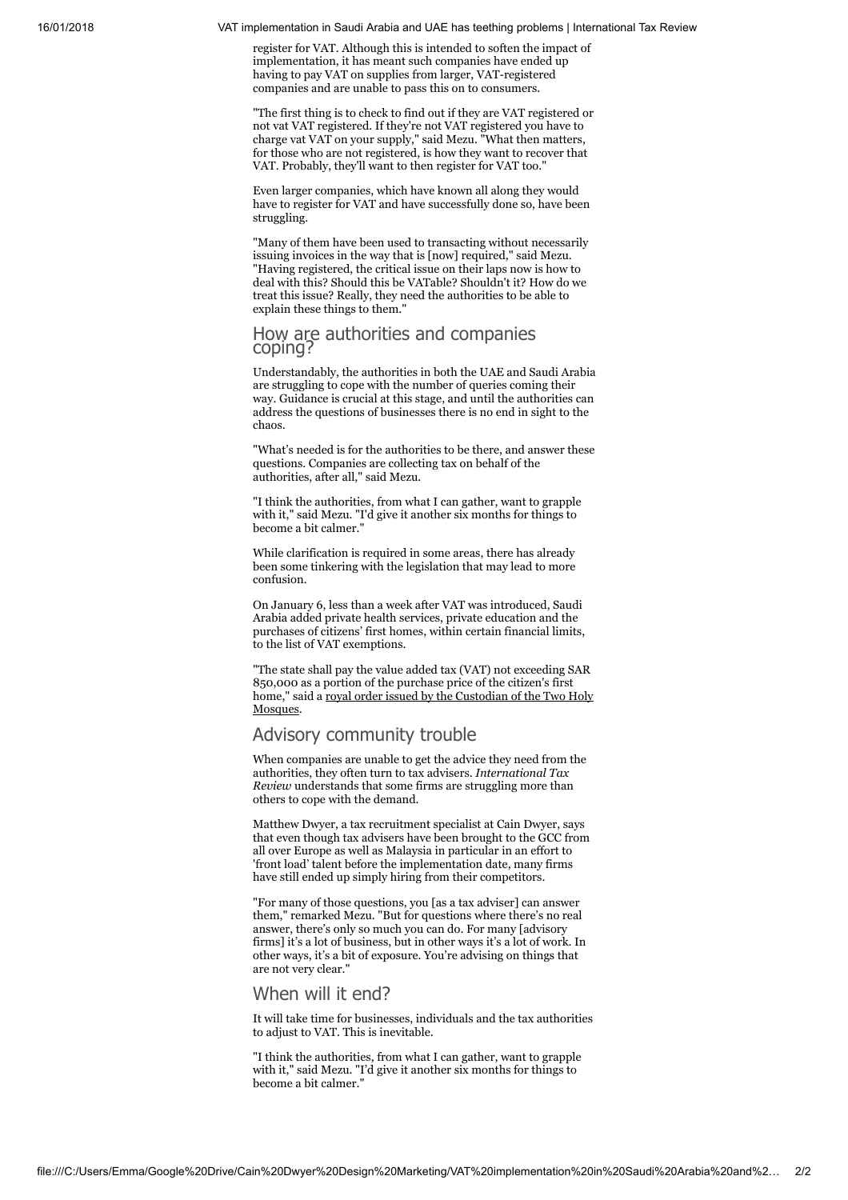register for VAT. Although this is intended to soften the impact of implementation, it has meant such companies have ended up having to pay VAT on supplies from larger, VAT-registered companies and are unable to pass this on to consumers.

"The first thing is to check to find out if they are VAT registered or not vat VAT registered. If they're not VAT registered you have to charge vat VAT on your supply," said Mezu. "What then matters, for those who are not registered, is how they want to recover that VAT. Probably, they'll want to then register for VAT too."

Even larger companies, which have known all along they would have to register for VAT and have successfully done so, have been struggling.

"Many of them have been used to transacting without necessarily issuing invoices in the way that is [now] required," said Mezu. "Having registered, the critical issue on their laps now is how to deal with this? Should this be VATable? Shouldn't it? How do we treat this issue? Really, they need the authorities to be able to explain these things to them."

## How are authorities and companies coping?

Understandably, the authorities in both the UAE and Saudi Arabia are struggling to cope with the number of queries coming their way. Guidance is crucial at this stage, and until the authorities can address the questions of businesses there is no end in sight to the chaos.

"What's needed is for the authorities to be there, and answer these questions. Companies are collecting tax on behalf of the authorities, after all," said Mezu.

"I think the authorities, from what I can gather, want to grapple with it," said Mezu. "I'd give it another six months for things to become a bit calmer."

While clarification is required in some areas, there has already been some tinkering with the legislation that may lead to more confusion.

On January 6, less than a week after VAT was introduced, Saudi Arabia added private health services, private education and the purchases of citizens' first homes, within certain financial limits, to the list of VAT exemptions.

"The state shall pay the value added tax (VAT) not exceeding SAR 850,000 as a portion of the purchase price of the citizen's first home," said a royal order issued by the Custodian of the Two Holy Mosques.

## Advisory community trouble

When companies are unable to get the advice they need from the authorities, they often turn to tax advisers. *International Tax Review* understands that some firms are struggling more than others to cope with the demand.

Matthew Dwyer, a tax recruitment specialist at Cain Dwyer, says that even though tax advisers have been brought to the GCC from all over Europe as well as Malaysia in particular in an effort to 'front load' talent before the implementation date, many firms have still ended up simply hiring from their competitors.

"For many of those questions, you [as a tax adviser] can answer them," remarked Mezu. "But for questions where there's no real answer, there's only so much you can do. For many [advisory firms] it's a lot of business, but in other ways it's a lot of work. In other ways, it's a bit of exposure. You're advising on things that are not very clear."

## When will it end?

It will take time for businesses, individuals and the tax authorities to adjust to VAT. This is inevitable.

"I think the authorities, from what I can gather, want to grapple with it," said Mezu. "I'd give it another six months for things to become a bit calmer."